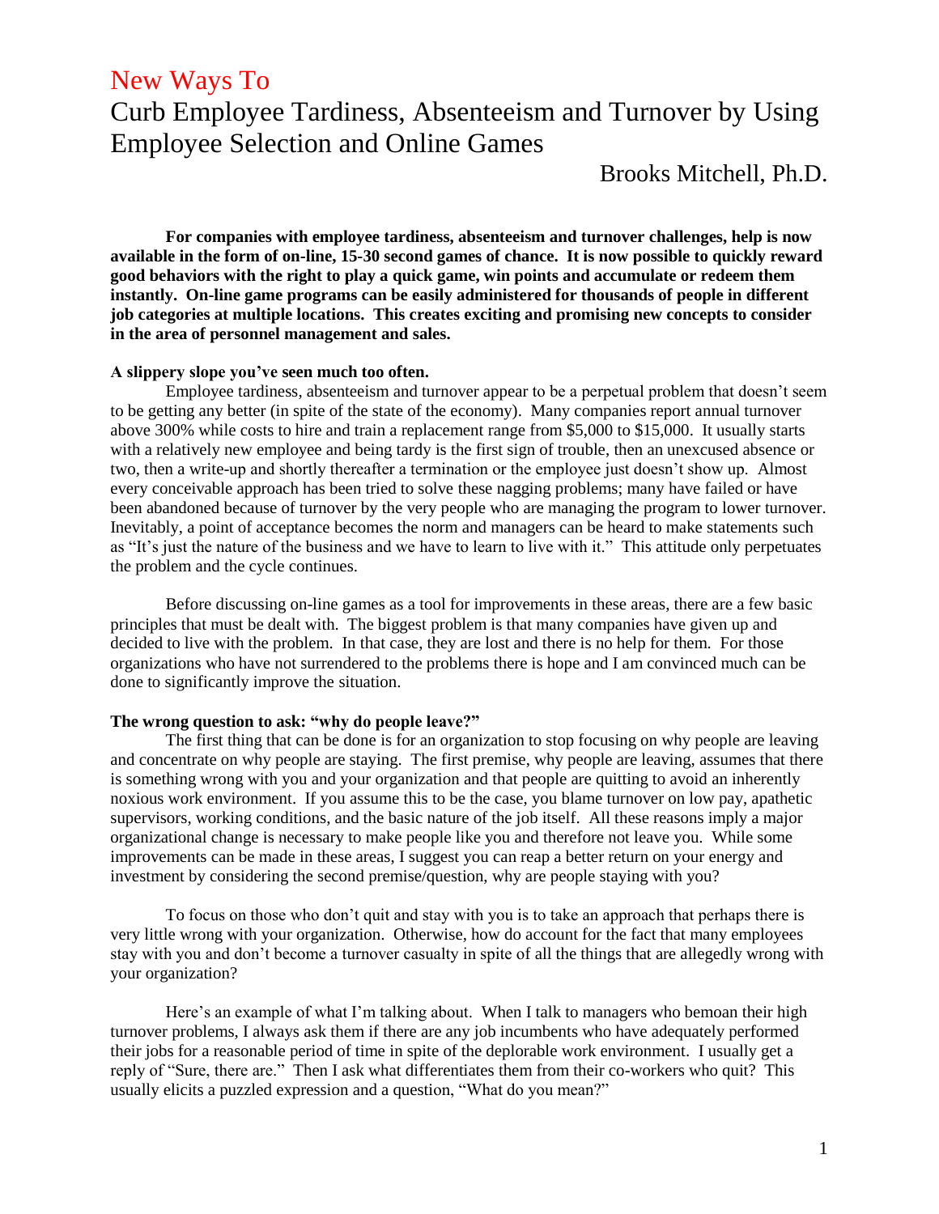# New Ways To

# Curb Employee Tardiness, Absenteeism and Turnover by Using Employee Selection and Online Games

Brooks Mitchell, Ph.D.

**For companies with employee tardiness, absenteeism and turnover challenges, help is now available in the form of on-line, 15-30 second games of chance. It is now possible to quickly reward good behaviors with the right to play a quick game, win points and accumulate or redeem them instantly. On-line game programs can be easily administered for thousands of people in different job categories at multiple locations. This creates exciting and promising new concepts to consider in the area of personnel management and sales.**

**A slippery slope you've seen much too often.**

Employee tardiness, absenteeism and turnover appear to be a perpetual problem that doesn't seem to be getting any better (in spite of the state of the economy). Many companies report annual turnover above 300% while costs to hire and train a replacement range from $5,000 to $15,000. It usually starts with a relatively new employee and being tardy is the first sign of trouble, then an unexcused absence or two, then a write-up and shortly thereafter a termination or the employee just doesn't show up. Almost every conceivable approach has been tried to solve these nagging problems; many have failed or have been abandoned because of turnover by the very people who are managing the program to lower turnover. Inevitably, a point of acceptance becomes the norm and managers can be heard to make statements such as "It's just the nature of the business and we have to learn to live with it." This attitude only perpetuates the problem and the cycle continues.

Before discussing on-line games as a tool for improvements in these areas, there are a few basic principles that must be dealt with. The biggest problem is that many companies have given up and decided to live with the problem. In that case, they are lost and there is no help for them. For those organizations who have not surrendered to the problems there is hope and I am convinced much can be done to significantly improve the situation.

**The wrong question to ask: "why do people leave?"**

The first thing that can be done is for an organization to stop focusing on why people are leaving and concentrate on why people are staying. The first premise, why people are leaving, assumes that there is something wrong with you and your organization and that people are quitting to avoid an inherently noxious work environment. If you assume this to be the case, you blame turnover on low pay, apathetic supervisors, working conditions, and the basic nature of the job itself. All these reasons imply a major organizational change is necessary to make people like you and therefore not leave you. While some improvements can be made in these areas, I suggest you can reap a better return on your energy and investment by considering the second premise/question, why are people staying with you?

To focus on those who don't quit and stay with you is to take an approach that perhaps there is very little wrong with your organization. Otherwise, how do account for the fact that many employees stay with you and don't become a turnover casualty in spite of all the things that are allegedly wrong with your organization?

Here's an example of what I'm talking about. When I talk to managers who bemoan their high turnover problems, I always ask them if there are any job incumbents who have adequately performed their jobs for a reasonable period of time in spite of the deplorable work environment. I usually get a reply of "Sure, there are." Then I ask what differentiates them from their co-workers who quit? This usually elicits a puzzled expression and a question, "What do you mean?"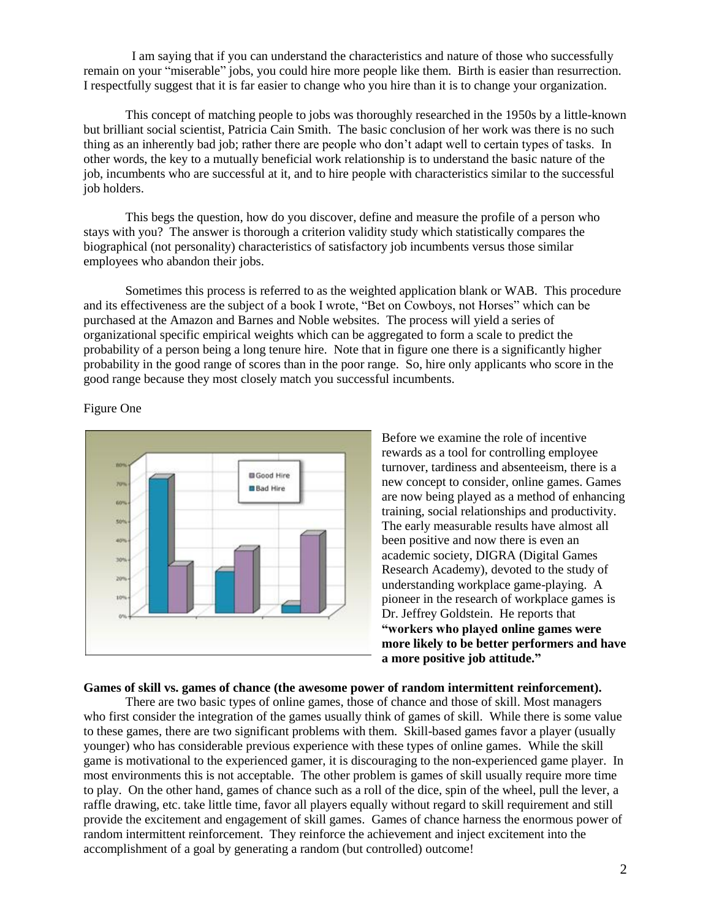I am saying that if you can understand the characteristics and nature of those who successfully remain on your "miserable" jobs, you could hire more people like them. Birth is easier than resurrection. I respectfully suggest that it is far easier to change who you hire than it is to change your organization.

This concept of matching people to jobs was thoroughly researched in the 1950s by a little-known but brilliant social scientist, Patricia Cain Smith. The basic conclusion of her work was there is no such thing as an inherently bad job; rather there are people who don't adapt well to certain types of tasks. In other words, the key to a mutually beneficial work relationship is to understand the basic nature of the job, incumbents who are successful at it, and to hire people with characteristics similar to the successful job holders.

This begs the question, how do you discover, define and measure the profile of a person who stays with you? The answer is thorough a criterion validity study which statistically compares the biographical (not personality) characteristics of satisfactory job incumbents versus those similar employees who abandon their jobs.

Sometimes this process is referred to as the weighted application blank or WAB. This procedure and its effectiveness are the subject of a book I wrote, "Bet on Cowboys, not Horses" which can be purchased at the Amazon and Barnes and Noble websites. The process will yield a series of organizational specific empirical weights which can be aggregated to form a scale to predict the probability of a person being a long tenure hire. Note that in figure one there is a significantly higher probability in the good range of scores than in the poor range. So, hire only applicants who score in the good range because they most closely match you successful incumbents.

Figure One

Before we examine the role of incentive rewards as a tool for controlling employee turnover, tardiness and absenteeism, there is a new concept to consider, online games. Games are now being played as a method of enhancing training, social relationships and productivity. The early measurable results have almost all been positive and now there is even an academic society, DIGRA (Digital Games Research Academy), devoted to the study of understanding workplace game-playing. A pioneer in the research of workplace games is Dr. Jeffrey Goldstein. He reports that **"workers who played online games were more likely to be better performers and have a more positive job attitude."**

**Games of skill vs. games of chance (the awesome power of random intermittent reinforcement).**

There are two basic types of online games, those of chance and those of skill. Most managers who first consider the integration of the games usually think of games of skill. While there is some value to these games, there are two significant problems with them. Skill-based games favor a player (usually younger) who has considerable previous experience with these types of online games. While the skill game is motivational to the experienced gamer, it is discouraging to the non-experienced game player. In most environments this is not acceptable. The other problem is games of skill usually require more time to play. On the other hand, games of chance such as a roll of the dice, spin of the wheel, pull the lever, a raffle drawing, etc. take little time, favor all players equally without regard to skill requirement and still provide the excitement and engagement of skill games. Games of chance harness the enormous power of random intermittent reinforcement. They reinforce the achievement and inject excitement into the accomplishment of a goal by generating a random (but controlled) outcome!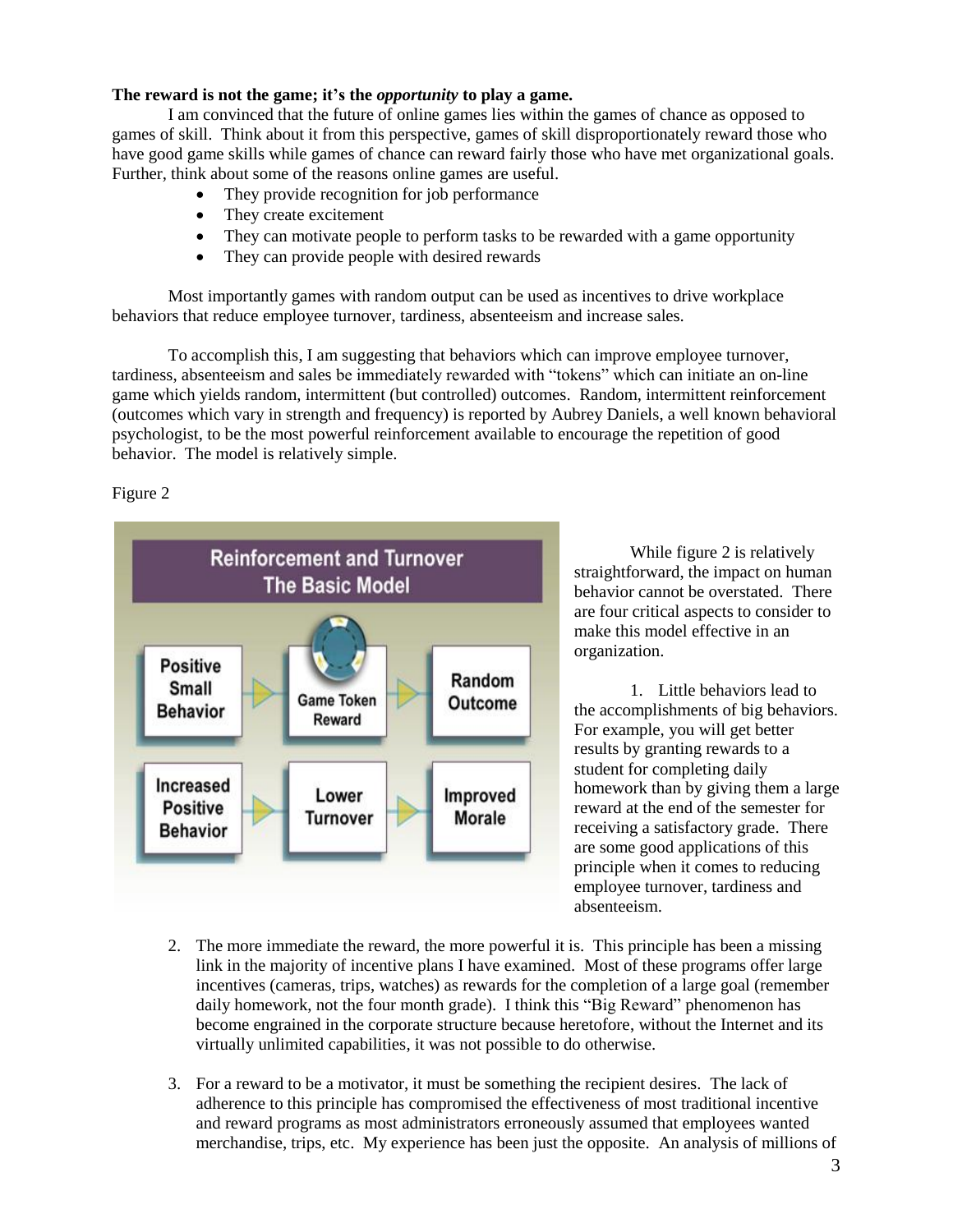**The reward is not the game; it's the *opportunity* to play a game.**

I am convinced that the future of online games lies within the games of chance as opposed to games of skill. Think about it from this perspective, games of skill disproportionately reward those who have good game skills while games of chance can reward fairly those who have met organizational goals. Further, think about some of the reasons online games are useful.

- They provide recognition for job performance
- They create excitement
- They can motivate people to perform tasks to be rewarded with a game opportunity
- They can provide people with desired rewards

Most importantly games with random output can be used as incentives to drive workplace behaviors that reduce employee turnover, tardiness, absenteeism and increase sales.

To accomplish this, I am suggesting that behaviors which can improve employee turnover, tardiness, absenteeism and sales be immediately rewarded with "tokens" which can initiate an on-line game which yields random, intermittent (but controlled) outcomes. Random, intermittent reinforcement (outcomes which vary in strength and frequency) is reported by Aubrey Daniels, a well known behavioral psychologist, to be the most powerful reinforcement available to encourage the repetition of good behavior. The model is relatively simple.

Figure 2

**Reinforcement and Turnover — The Basic Model**

Positive Small Behavior → Game Token Reward → Random Outcome

Increased Positive Behavior → Lower Turnover → Improved Morale

While figure 2 is relatively straightforward, the impact on human behavior cannot be overstated. There are four critical aspects to consider to make this model effective in an organization.

1. Little behaviors lead to the accomplishments of big behaviors. For example, you will get better results by granting rewards to a student for completing daily homework than by giving them a large reward at the end of the semester for receiving a satisfactory grade. There are some good applications of this principle when it comes to reducing employee turnover, tardiness and absenteeism.

2. The more immediate the reward, the more powerful it is. This principle has been a missing link in the majority of incentive plans I have examined. Most of these programs offer large incentives (cameras, trips, watches) as rewards for the completion of a large goal (remember daily homework, not the four month grade). I think this "Big Reward" phenomenon has become engrained in the corporate structure because heretofore, without the Internet and its virtually unlimited capabilities, it was not possible to do otherwise.

3. For a reward to be a motivator, it must be something the recipient desires. The lack of adherence to this principle has compromised the effectiveness of most traditional incentive and reward programs as most administrators erroneously assumed that employees wanted merchandise, trips, etc. My experience has been just the opposite. An analysis of millions of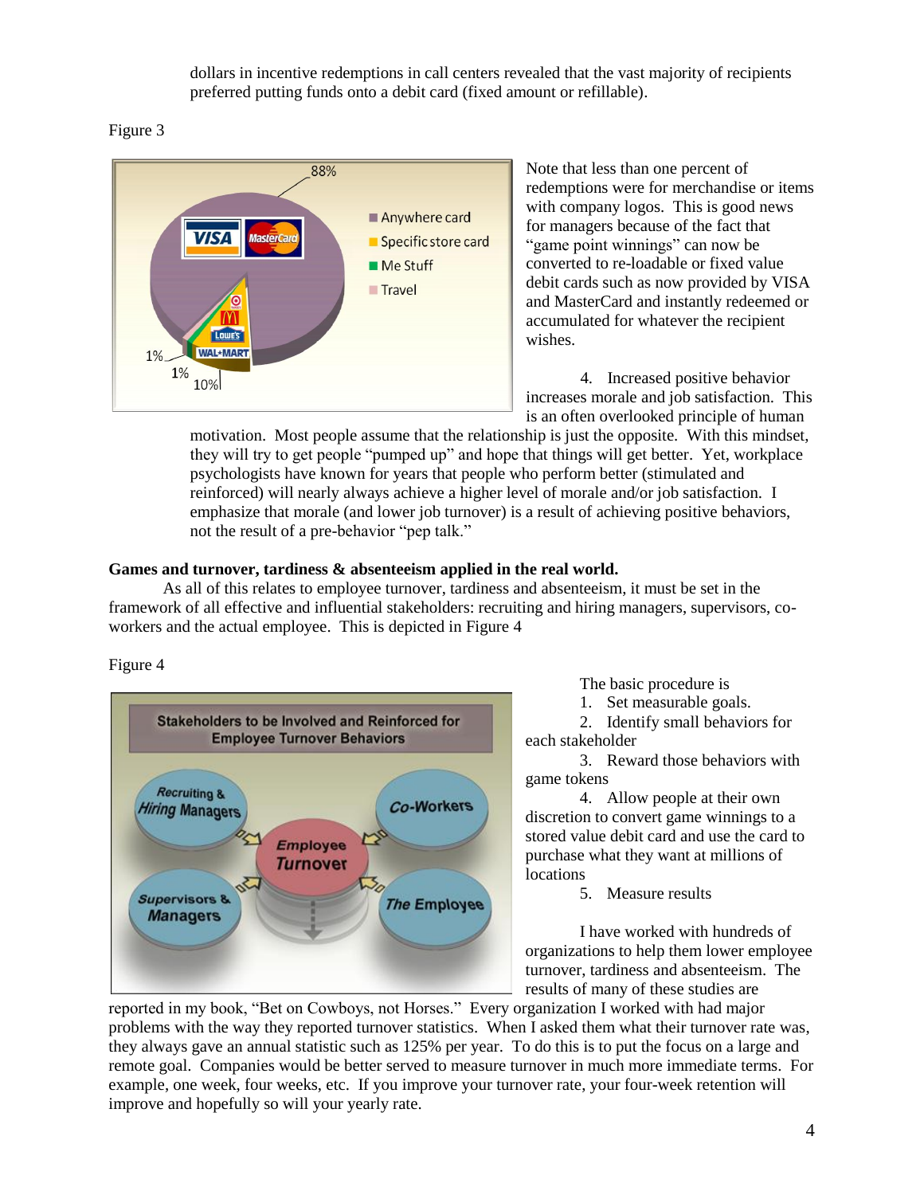dollars in incentive redemptions in call centers revealed that the vast majority of recipients preferred putting funds onto a debit card (fixed amount or refillable).

Figure 3

Note that less than one percent of redemptions were for merchandise or items with company logos. This is good news for managers because of the fact that "game point winnings" can now be converted to re-loadable or fixed value debit cards such as now provided by VISA and MasterCard and instantly redeemed or accumulated for whatever the recipient wishes.

4. Increased positive behavior increases morale and job satisfaction. This is an often overlooked principle of human motivation. Most people assume that the relationship is just the opposite. With this mindset, they will try to get people "pumped up" and hope that things will get better. Yet, workplace psychologists have known for years that people who perform better (stimulated and reinforced) will nearly always achieve a higher level of morale and/or job satisfaction. I emphasize that morale (and lower job turnover) is a result of achieving positive behaviors, not the result of a pre-behavior "pep talk."

**Games and turnover, tardiness & absenteeism applied in the real world.**

As all of this relates to employee turnover, tardiness and absenteeism, it must be set in the framework of all effective and influential stakeholders: recruiting and hiring managers, supervisors, co-workers and the actual employee. This is depicted in Figure 4

Figure 4

The basic procedure is

1. Set measurable goals.
2. Identify small behaviors for each stakeholder
3. Reward those behaviors with game tokens
4. Allow people at their own discretion to convert game winnings to a stored value debit card and use the card to purchase what they want at millions of locations
5. Measure results

I have worked with hundreds of organizations to help them lower employee turnover, tardiness and absenteeism. The results of many of these studies are reported in my book, "Bet on Cowboys, not Horses." Every organization I worked with had major problems with the way they reported turnover statistics. When I asked them what their turnover rate was, they always gave an annual statistic such as 125% per year. To do this is to put the focus on a large and remote goal. Companies would be better served to measure turnover in much more immediate terms. For example, one week, four weeks, etc. If you improve your turnover rate, your four-week retention will improve and hopefully so will your yearly rate.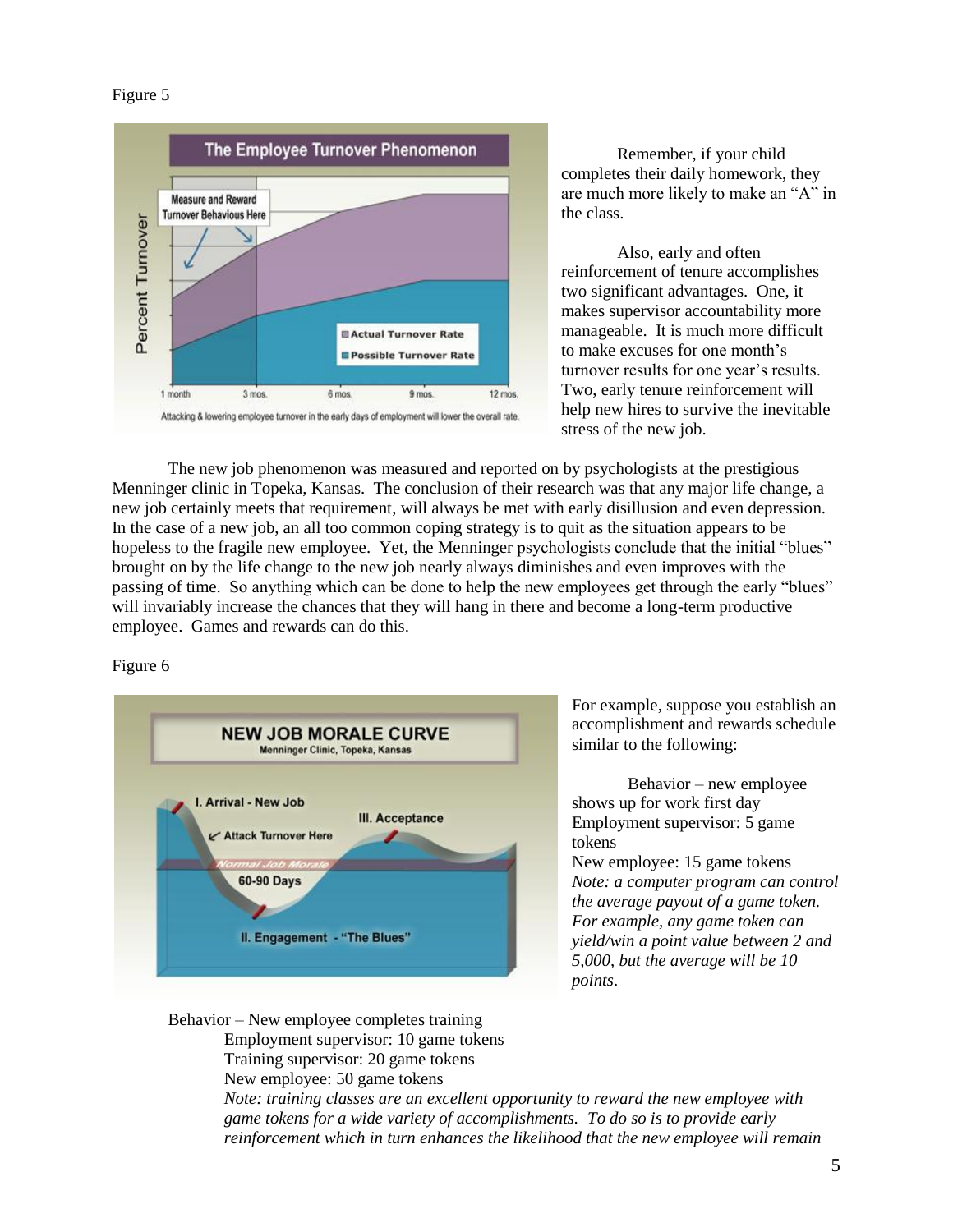Figure 5

Remember, if your child completes their daily homework, they are much more likely to make an "A" in the class.

Also, early and often reinforcement of tenure accomplishes two significant advantages. One, it makes supervisor accountability more manageable. It is much more difficult to make excuses for one month's turnover results for one year's results. Two, early tenure reinforcement will help new hires to survive the inevitable stress of the new job.

The new job phenomenon was measured and reported on by psychologists at the prestigious Menninger clinic in Topeka, Kansas. The conclusion of their research was that any major life change, a new job certainly meets that requirement, will always be met with early disillusion and even depression. In the case of a new job, an all too common coping strategy is to quit as the situation appears to be hopeless to the fragile new employee. Yet, the Menninger psychologists conclude that the initial "blues" brought on by the life change to the new job nearly always diminishes and even improves with the passing of time. So anything which can be done to help the new employees get through the early "blues" will invariably increase the chances that they will hang in there and become a long-term productive employee. Games and rewards can do this.

Figure 6

For example, suppose you establish an accomplishment and rewards schedule similar to the following:

Behavior – new employee shows up for work first day
Employment supervisor: 5 game tokens
New employee: 15 game tokens
*Note: a computer program can control the average payout of a game token. For example, any game token can yield/win a point value between 2 and 5,000, but the average will be 10 points*.

Behavior – New employee completes training
Employment supervisor: 10 game tokens
Training supervisor: 20 game tokens
New employee: 50 game tokens
*Note: training classes are an excellent opportunity to reward the new employee with game tokens for a wide variety of accomplishments. To do so is to provide early reinforcement which in turn enhances the likelihood that the new employee will remain*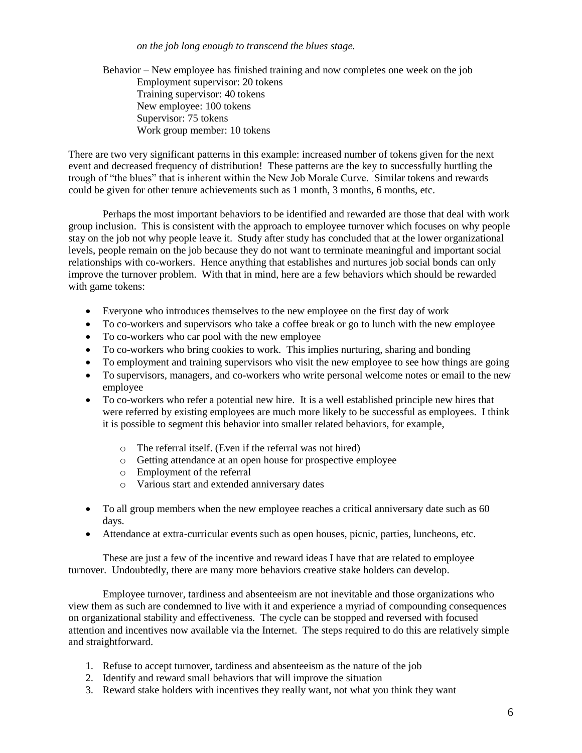*on the job long enough to transcend the blues stage.*

Behavior – New employee has finished training and now completes one week on the job
  Employment supervisor: 20 tokens
  Training supervisor: 40 tokens
  New employee: 100 tokens
  Supervisor: 75 tokens
  Work group member: 10 tokens

There are two very significant patterns in this example: increased number of tokens given for the next event and decreased frequency of distribution! These patterns are the key to successfully hurtling the trough of "the blues" that is inherent within the New Job Morale Curve. Similar tokens and rewards could be given for other tenure achievements such as 1 month, 3 months, 6 months, etc.

Perhaps the most important behaviors to be identified and rewarded are those that deal with work group inclusion. This is consistent with the approach to employee turnover which focuses on why people stay on the job not why people leave it. Study after study has concluded that at the lower organizational levels, people remain on the job because they do not want to terminate meaningful and important social relationships with co-workers. Hence anything that establishes and nurtures job social bonds can only improve the turnover problem. With that in mind, here are a few behaviors which should be rewarded with game tokens:

- Everyone who introduces themselves to the new employee on the first day of work
- To co-workers and supervisors who take a coffee break or go to lunch with the new employee
- To co-workers who car pool with the new employee
- To co-workers who bring cookies to work. This implies nurturing, sharing and bonding
- To employment and training supervisors who visit the new employee to see how things are going
- To supervisors, managers, and co-workers who write personal welcome notes or email to the new employee
- To co-workers who refer a potential new hire. It is a well established principle new hires that were referred by existing employees are much more likely to be successful as employees. I think it is possible to segment this behavior into smaller related behaviors, for example,
  - The referral itself. (Even if the referral was not hired)
  - Getting attendance at an open house for prospective employee
  - Employment of the referral
  - Various start and extended anniversary dates
- To all group members when the new employee reaches a critical anniversary date such as 60 days.
- Attendance at extra-curricular events such as open houses, picnic, parties, luncheons, etc.

These are just a few of the incentive and reward ideas I have that are related to employee turnover. Undoubtedly, there are many more behaviors creative stake holders can develop.

Employee turnover, tardiness and absenteeism are not inevitable and those organizations who view them as such are condemned to live with it and experience a myriad of compounding consequences on organizational stability and effectiveness. The cycle can be stopped and reversed with focused attention and incentives now available via the Internet. The steps required to do this are relatively simple and straightforward.

1. Refuse to accept turnover, tardiness and absenteeism as the nature of the job
2. Identify and reward small behaviors that will improve the situation
3. Reward stake holders with incentives they really want, not what you think they want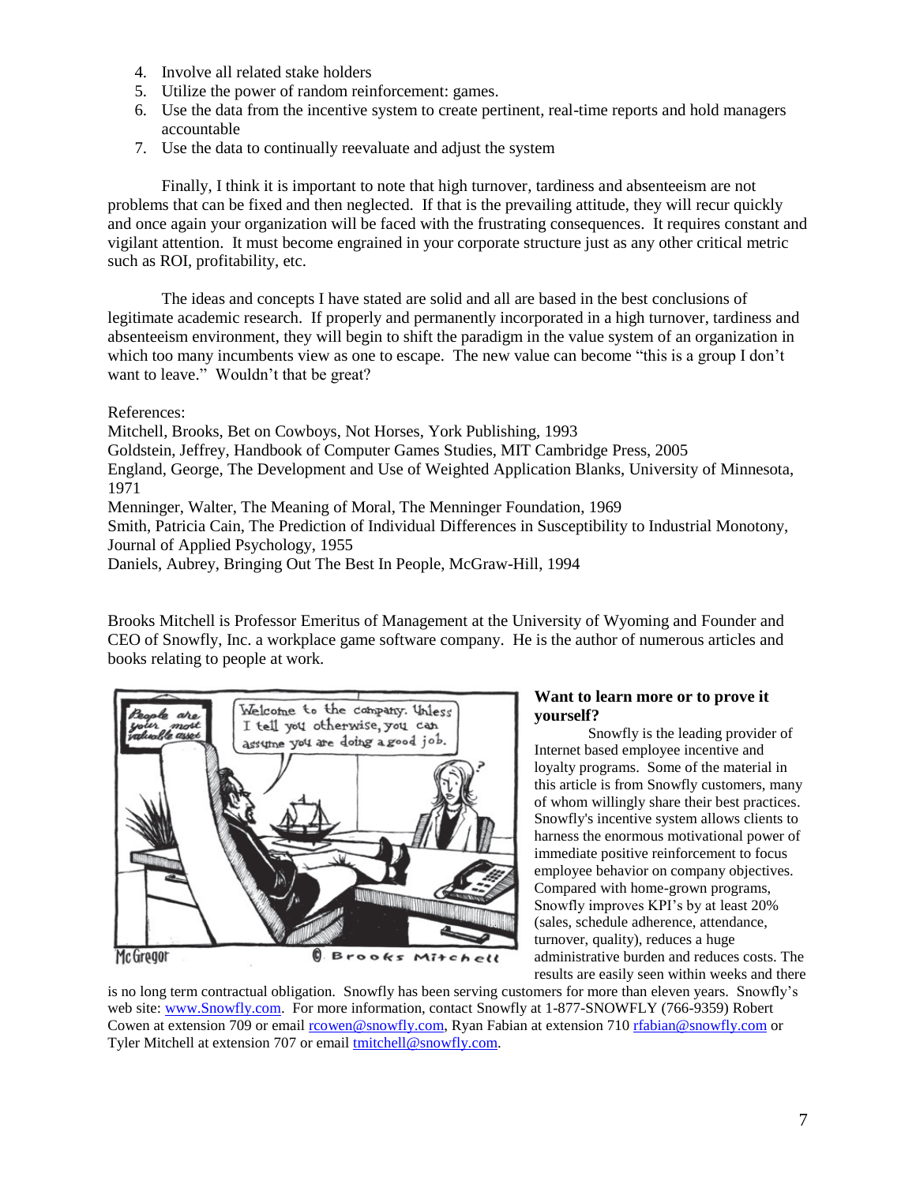4. Involve all related stake holders
5. Utilize the power of random reinforcement: games.
6. Use the data from the incentive system to create pertinent, real-time reports and hold managers accountable
7. Use the data to continually reevaluate and adjust the system

Finally, I think it is important to note that high turnover, tardiness and absenteeism are not problems that can be fixed and then neglected. If that is the prevailing attitude, they will recur quickly and once again your organization will be faced with the frustrating consequences. It requires constant and vigilant attention. It must become engrained in your corporate structure just as any other critical metric such as ROI, profitability, etc.

The ideas and concepts I have stated are solid and all are based in the best conclusions of legitimate academic research. If properly and permanently incorporated in a high turnover, tardiness and absenteeism environment, they will begin to shift the paradigm in the value system of an organization in which too many incumbents view as one to escape. The new value can become "this is a group I don't want to leave." Wouldn't that be great?

References:
Mitchell, Brooks, Bet on Cowboys, Not Horses, York Publishing, 1993
Goldstein, Jeffrey, Handbook of Computer Games Studies, MIT Cambridge Press, 2005
England, George, The Development and Use of Weighted Application Blanks, University of Minnesota, 1971
Menninger, Walter, The Meaning of Moral, The Menninger Foundation, 1969
Smith, Patricia Cain, The Prediction of Individual Differences in Susceptibility to Industrial Monotony, Journal of Applied Psychology, 1955
Daniels, Aubrey, Bringing Out The Best In People, McGraw-Hill, 1994

Brooks Mitchell is Professor Emeritus of Management at the University of Wyoming and Founder and CEO of Snowfly, Inc. a workplace game software company. He is the author of numerous articles and books relating to people at work.

**Want to learn more or to prove it yourself?**

Snowfly is the leading provider of Internet based employee incentive and loyalty programs. Some of the material in this article is from Snowfly customers, many of whom willingly share their best practices. Snowfly's incentive system allows clients to harness the enormous motivational power of immediate positive reinforcement to focus employee behavior on company objectives. Compared with home-grown programs, Snowfly improves KPI's by at least 20% (sales, schedule adherence, attendance, turnover, quality), reduces a huge administrative burden and reduces costs. The results are easily seen within weeks and there is no long term contractual obligation. Snowfly has been serving customers for more than eleven years. Snowfly's web site: www.Snowfly.com. For more information, contact Snowfly at 1-877-SNOWFLY (766-9359) Robert Cowen at extension 709 or email rcowen@snowfly.com, Ryan Fabian at extension 710 rfabian@snowfly.com or Tyler Mitchell at extension 707 or email tmitchell@snowfly.com.